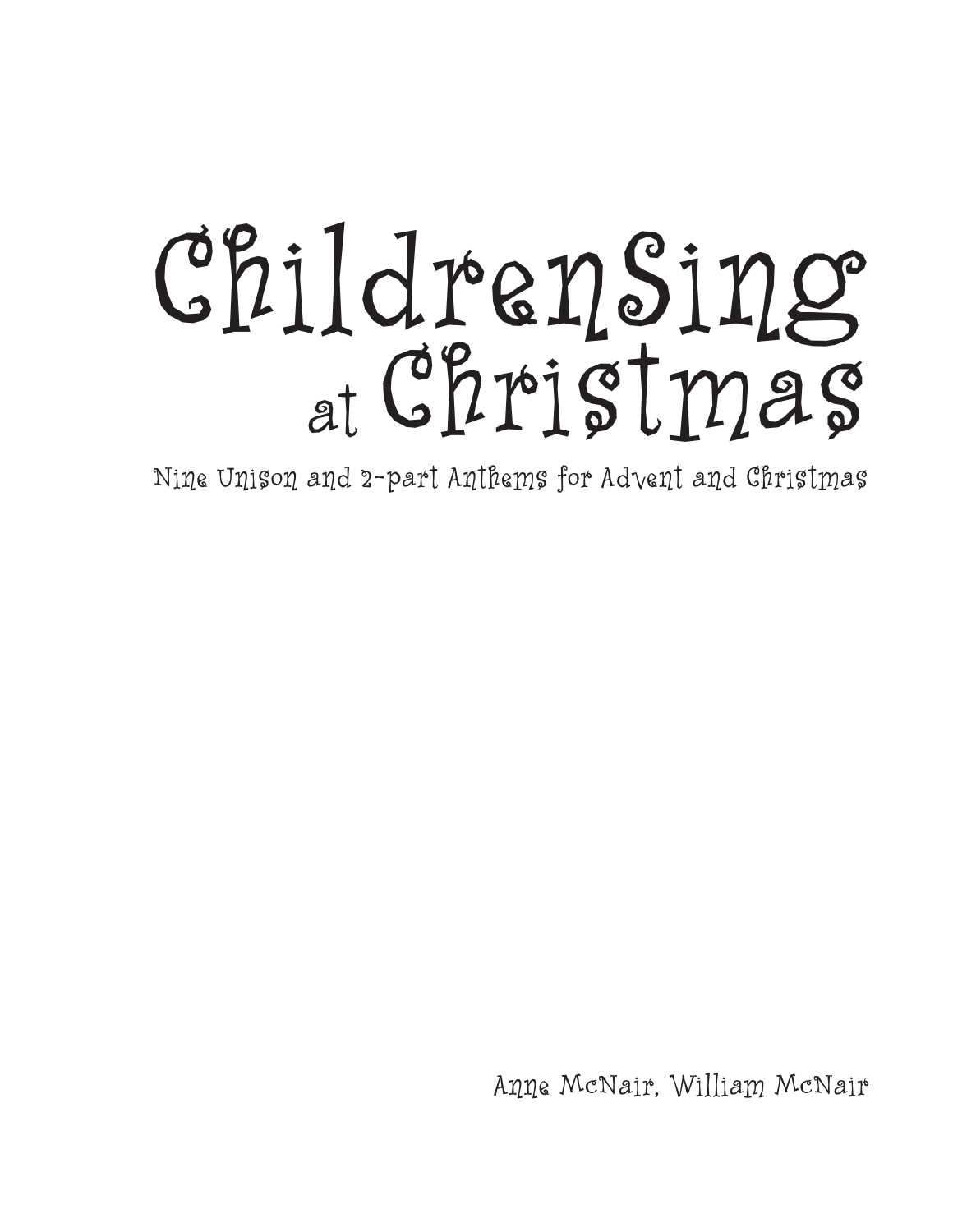# ChildrenSing at Christmas

Nine Unison and 2-part Anthems for Advent and Christmas

Anne McNair, William McNair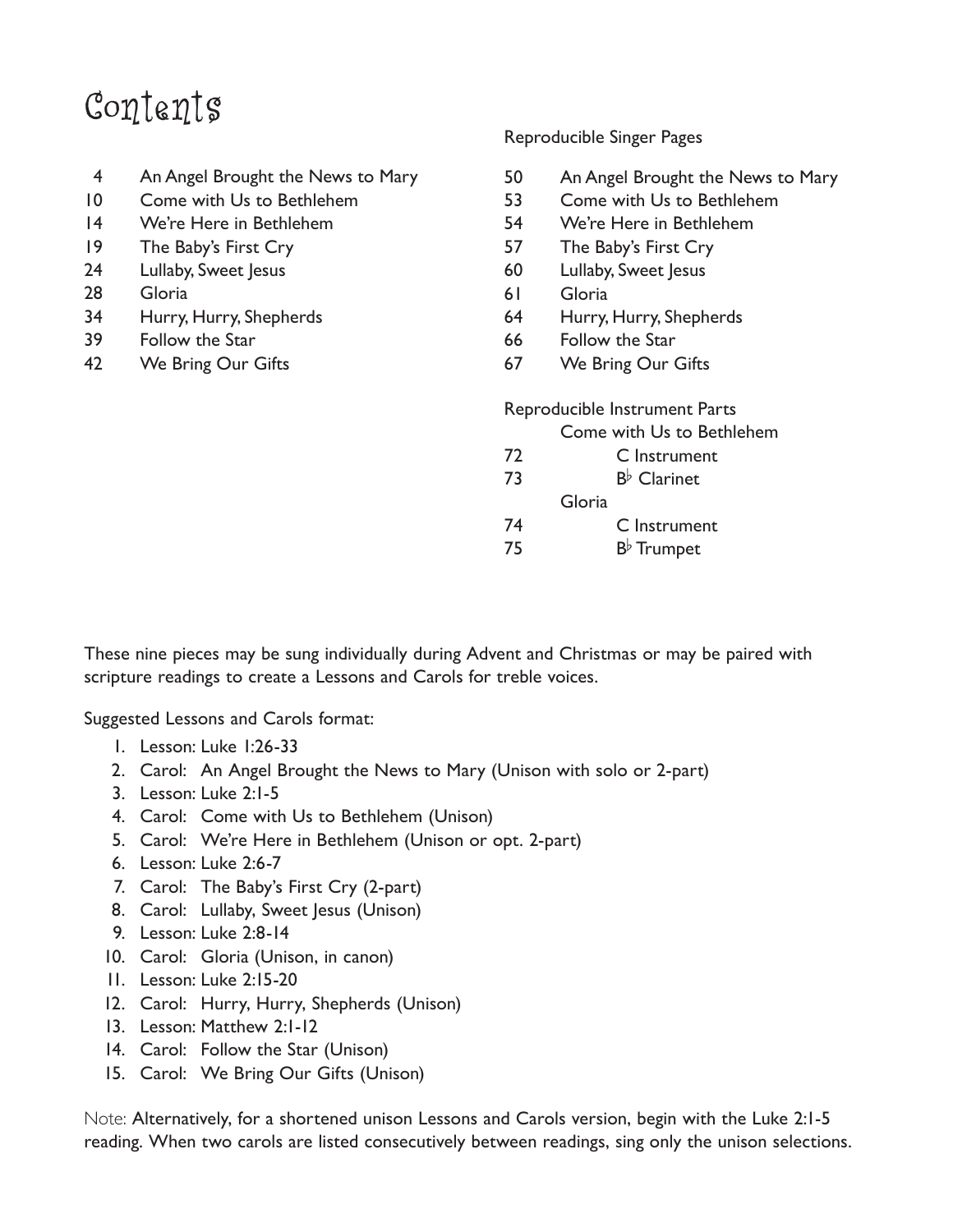# Contents

| | |
|---|---|
| 4 | An Angel Brought the News to Mary |
| 10 | Come with Us to Bethlehem |
| 14 | We're Here in Bethlehem |
| 19 | The Baby's First Cry |
| 24 | Lullaby, Sweet Jesus |
| 28 | Gloria |
| 34 | Hurry, Hurry, Shepherds |
| 39 | Follow the Star |
| 42 | We Bring Our Gifts |

Reproducible Singer Pages

| | |
|---|---|
| 50 | An Angel Brought the News to Mary |
| 53 | Come with Us to Bethlehem |
| 54 | We're Here in Bethlehem |
| 57 | The Baby's First Cry |
| 60 | Lullaby, Sweet Jesus |
| 61 | Gloria |
| 64 | Hurry, Hurry, Shepherds |
| 66 | Follow the Star |
| 67 | We Bring Our Gifts |

Reproducible Instrument Parts

| | |
|---|---|
| | Come with Us to Bethlehem |
| 72 | C Instrument |
| 73 | B♭ Clarinet |
| | Gloria |
| 74 | C Instrument |
| 75 | B♭ Trumpet |

These nine pieces may be sung individually during Advent and Christmas or may be paired with scripture readings to create a Lessons and Carols for treble voices.

Suggested Lessons and Carols format:

1. Lesson: Luke 1:26-33
2. Carol: An Angel Brought the News to Mary (Unison with solo or 2-part)
3. Lesson: Luke 2:1-5
4. Carol: Come with Us to Bethlehem (Unison)
5. Carol: We're Here in Bethlehem (Unison or opt. 2-part)
6. Lesson: Luke 2:6-7
7. Carol: The Baby's First Cry (2-part)
8. Carol: Lullaby, Sweet Jesus (Unison)
9. Lesson: Luke 2:8-14
10. Carol: Gloria (Unison, in canon)
11. Lesson: Luke 2:15-20
12. Carol: Hurry, Hurry, Shepherds (Unison)
13. Lesson: Matthew 2:1-12
14. Carol: Follow the Star (Unison)
15. Carol: We Bring Our Gifts (Unison)

Note: Alternatively, for a shortened unison Lessons and Carols version, begin with the Luke 2:1-5 reading. When two carols are listed consecutively between readings, sing only the unison selections.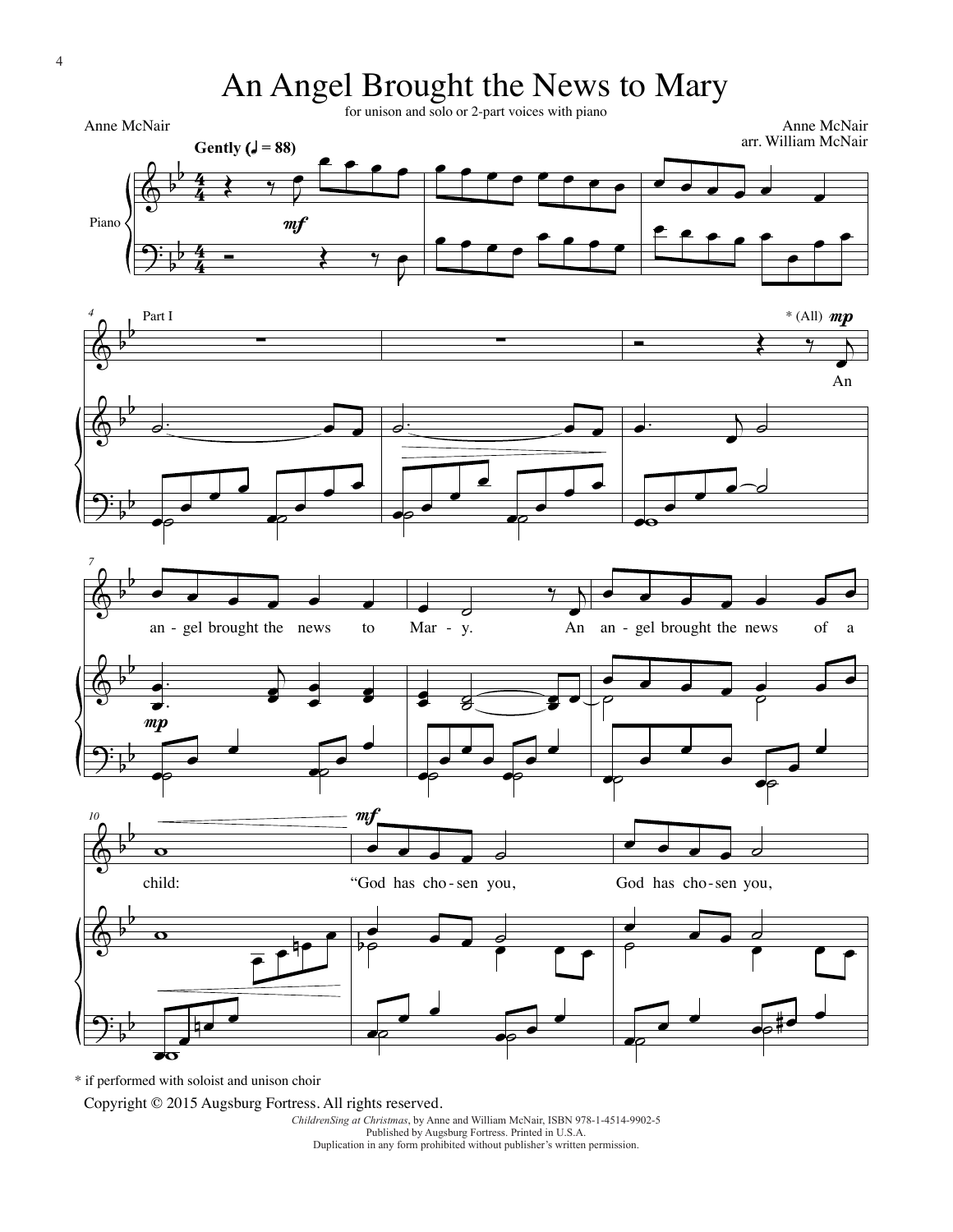# An Angel Brought the News to Mary

for unison and solo or 2-part voices with piano

Anne McNair

Anne McNair
arr. William McNair

**Gently** (♩ = 88)

An angel brought the news to Mary. An angel brought the news of a child: "God has chosen you, God has chosen you,

\* if performed with soloist and unison choir

Copyright © 2015 Augsburg Fortress. All rights reserved.

*ChildrenSing at Christmas*, by Anne and William McNair, ISBN 978-1-4514-9902-5
Published by Augsburg Fortress. Printed in U.S.A.
Duplication in any form prohibited without publisher's written permission.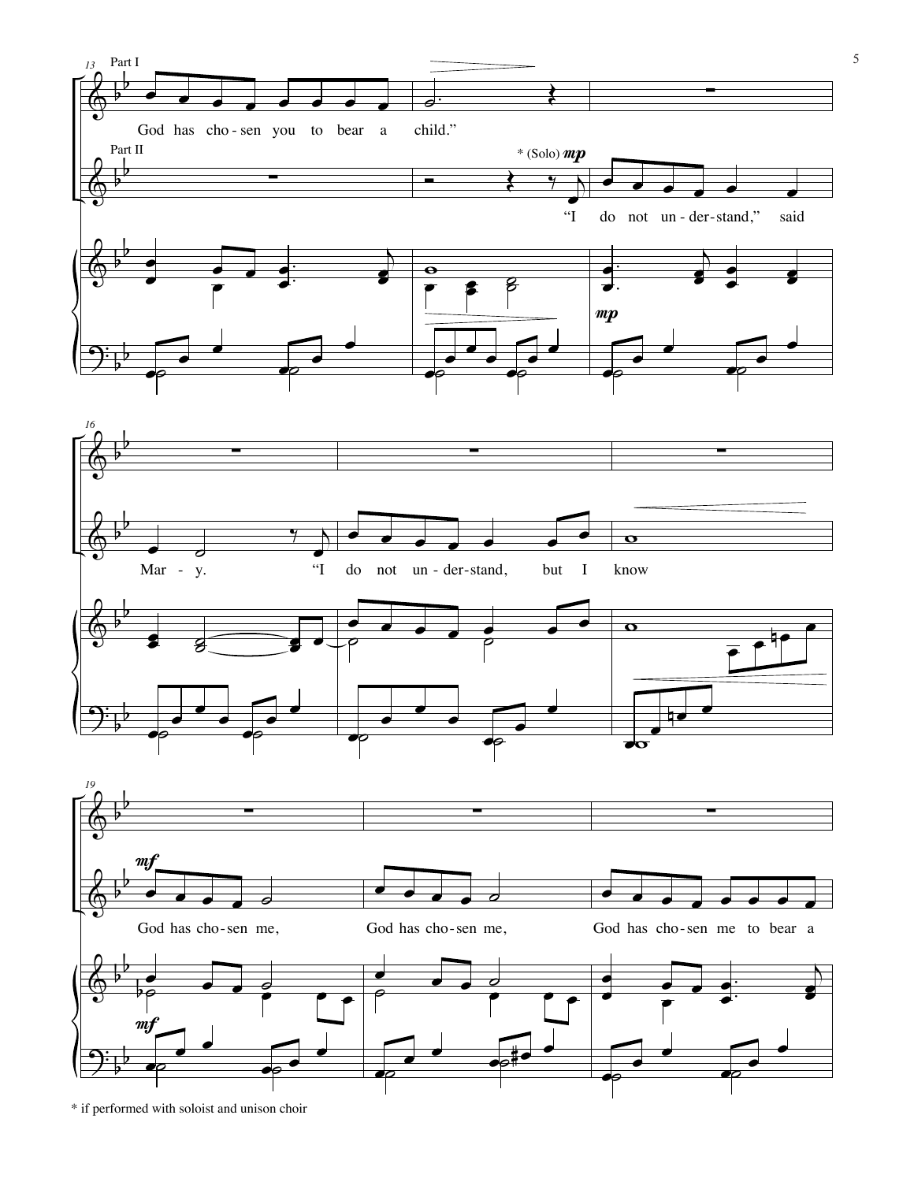Part I

Part II

God has cho-sen you to bear a child."

* (Solo) *mp*

"I do not un-der-stand," said Mar - y. "I do not un-der-stand, but I know

*mf*

God has cho-sen me, God has cho-sen me, God has cho-sen me to bear a

\* if performed with soloist and unison choir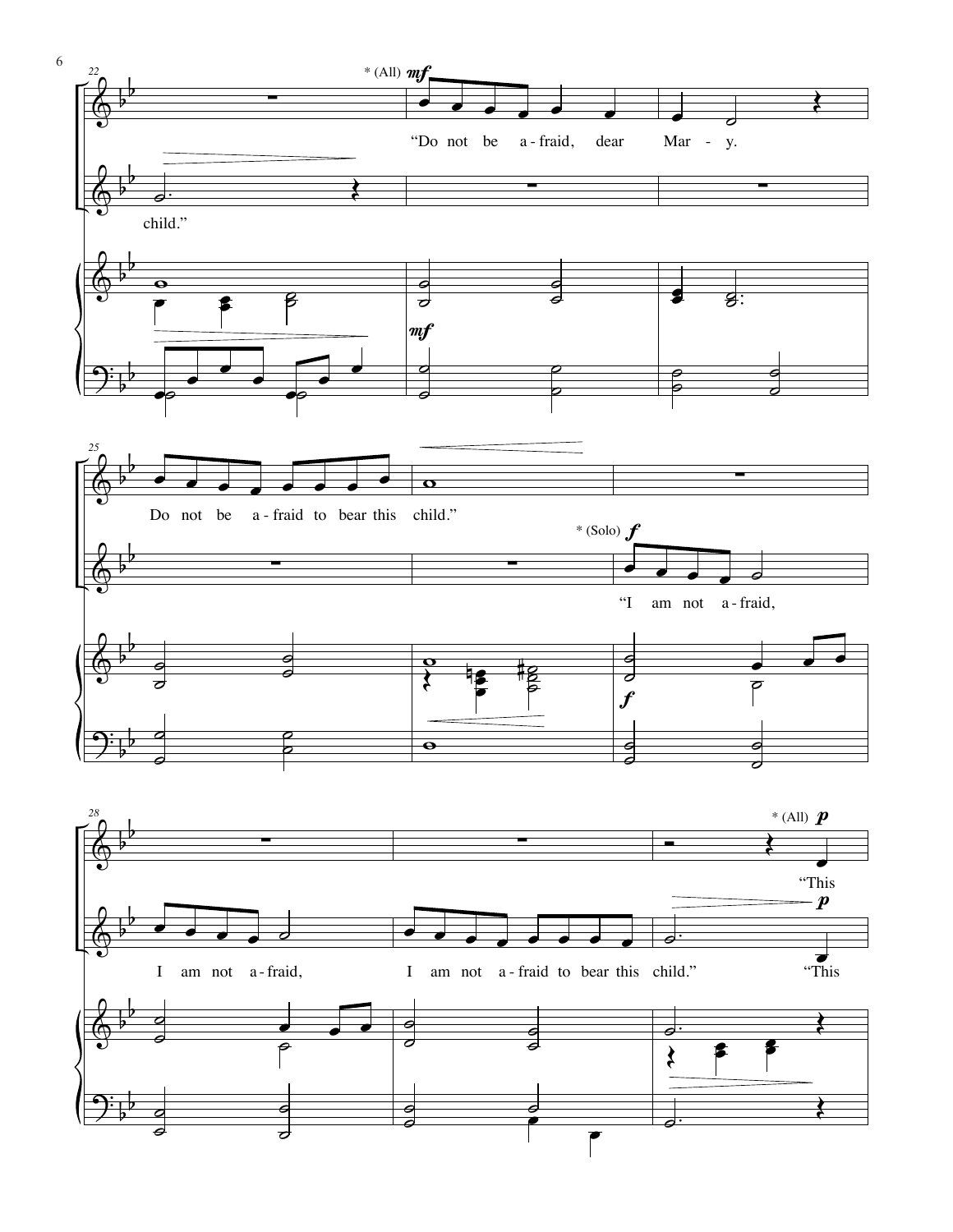\* (All) *mf*

"Do not be a-fraid, dear Mar-y.

child."

Do not be a-fraid to bear this child."

\* (Solo) *f*

"I am not a-fraid,

I am not a-fraid, I am not a-fraid to bear this child."

\* (All) *p*

"This

"This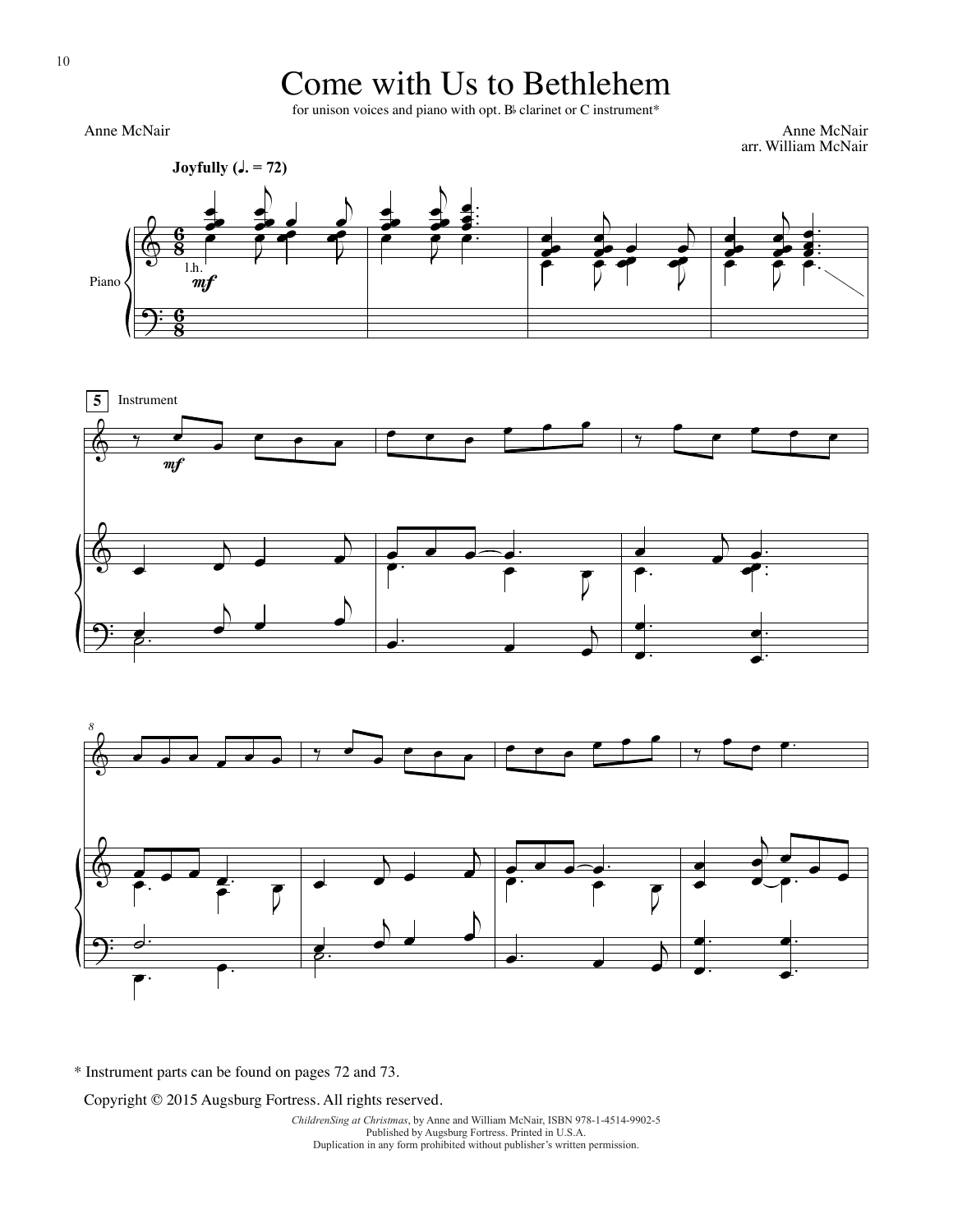# Come with Us to Bethlehem

for unison voices and piano with opt. B♭ clarinet or C instrument*

Anne McNair

Anne McNair
arr. William McNair

**Joyfully (♩. = 72)**

\* Instrument parts can be found on pages 72 and 73.

Copyright © 2015 Augsburg Fortress. All rights reserved.

*ChildrenSing at Christmas*, by Anne and William McNair, ISBN 978-1-4514-9902-5
Published by Augsburg Fortress. Printed in U.S.A.
Duplication in any form prohibited without publisher's written permission.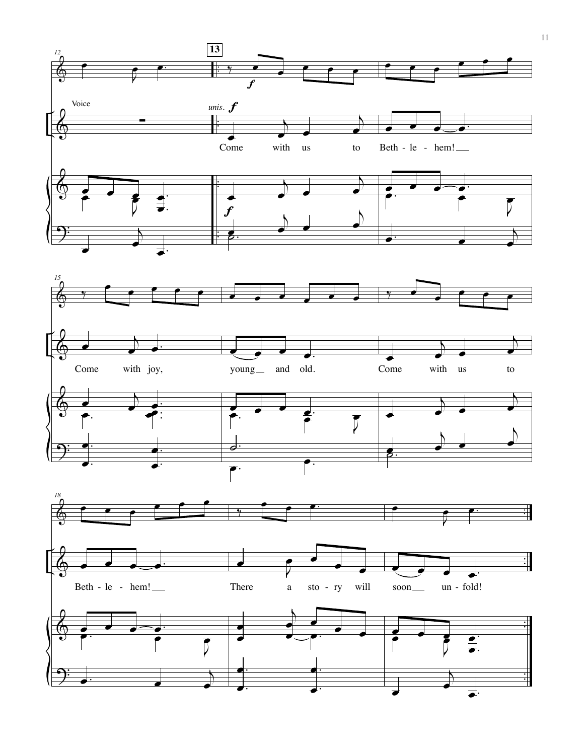Voice

*unis.* ***f***

Come with us to Beth - le - hem!

Come with joy, young and old.

Come with us to Beth - le - hem!

There a sto - ry will soon un - fold!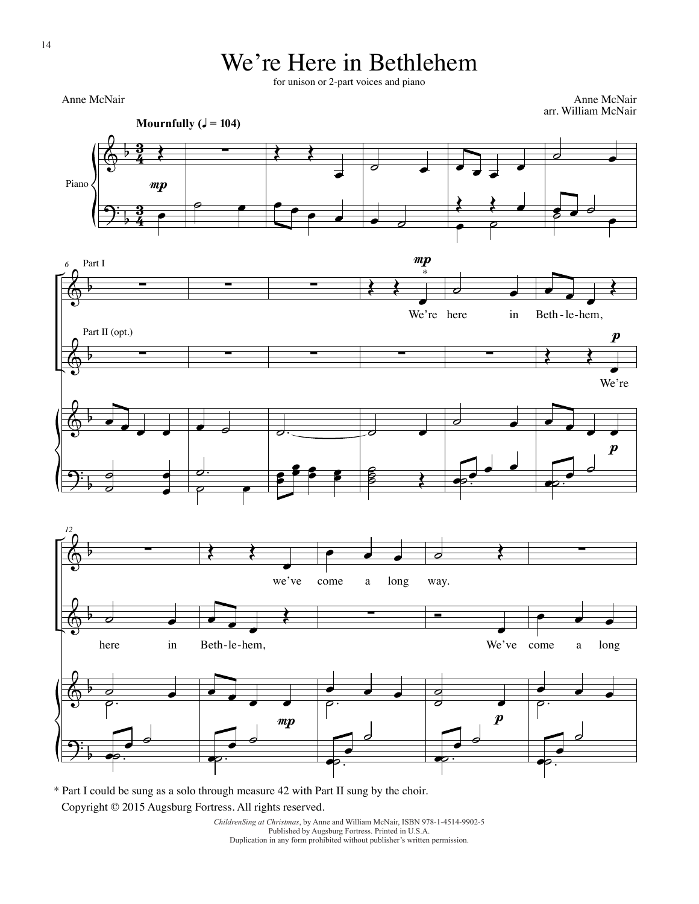# We're Here in Bethlehem

for unison or 2-part voices and piano

Anne McNair

Anne McNair
arr. William McNair

**Mournfully** (♩ = 104)

Piano

Part I

Part II (opt.)

We're here in Beth-le-hem,

We're here in Beth-le-hem,

we've come a long way.

We've come a long

\* Part I could be sung as a solo through measure 42 with Part II sung by the choir.

Copyright © 2015 Augsburg Fortress. All rights reserved.

*ChildrenSing at Christmas*, by Anne and William McNair, ISBN 978-1-4514-9902-5
Published by Augsburg Fortress. Printed in U.S.A.
Duplication in any form prohibited without publisher's written permission.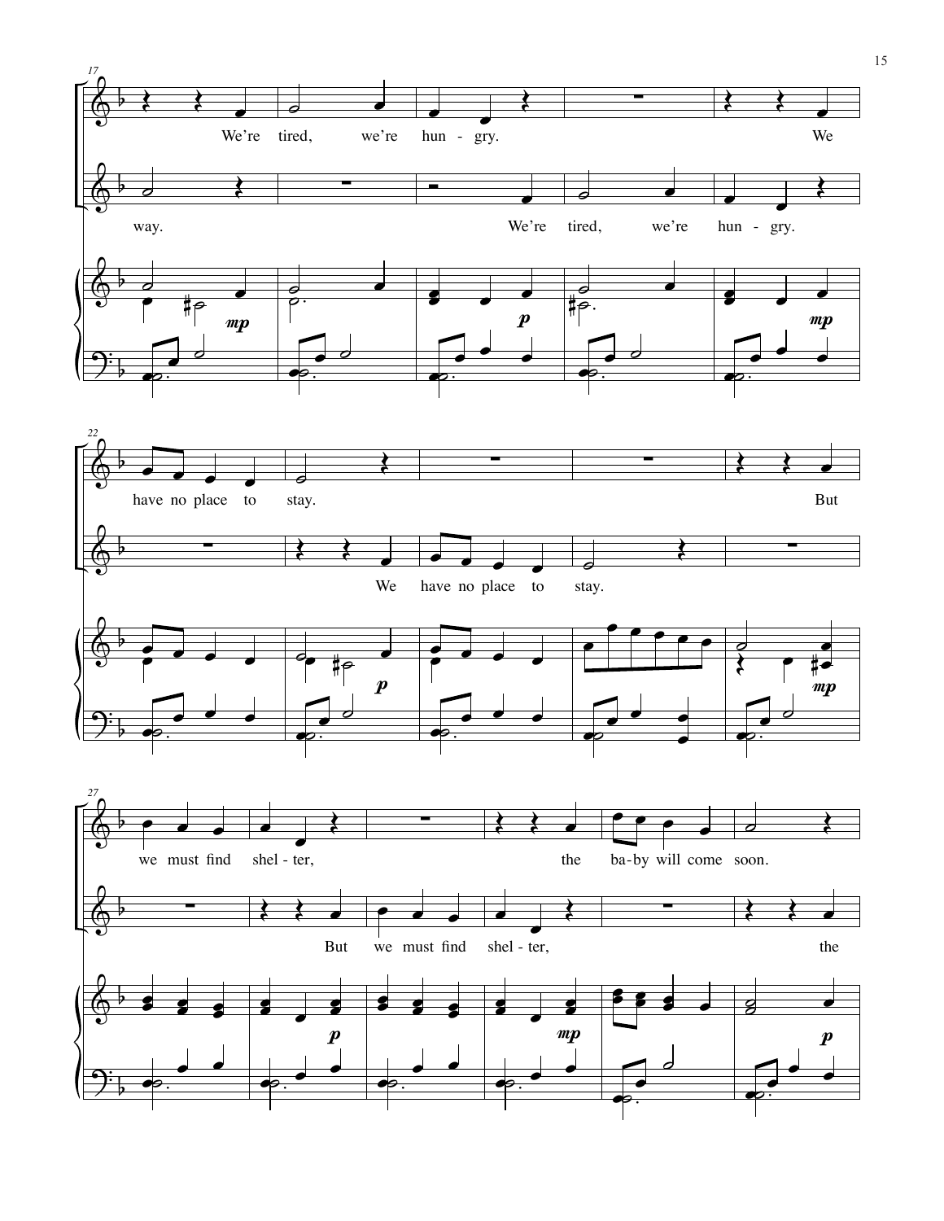We're tired, we're hun - gry. We

way. We're tired, we're hun - gry.

have no place to stay. But

We have no place to stay.

we must find shel - ter, the ba - by will come soon.

But we must find shel - ter, the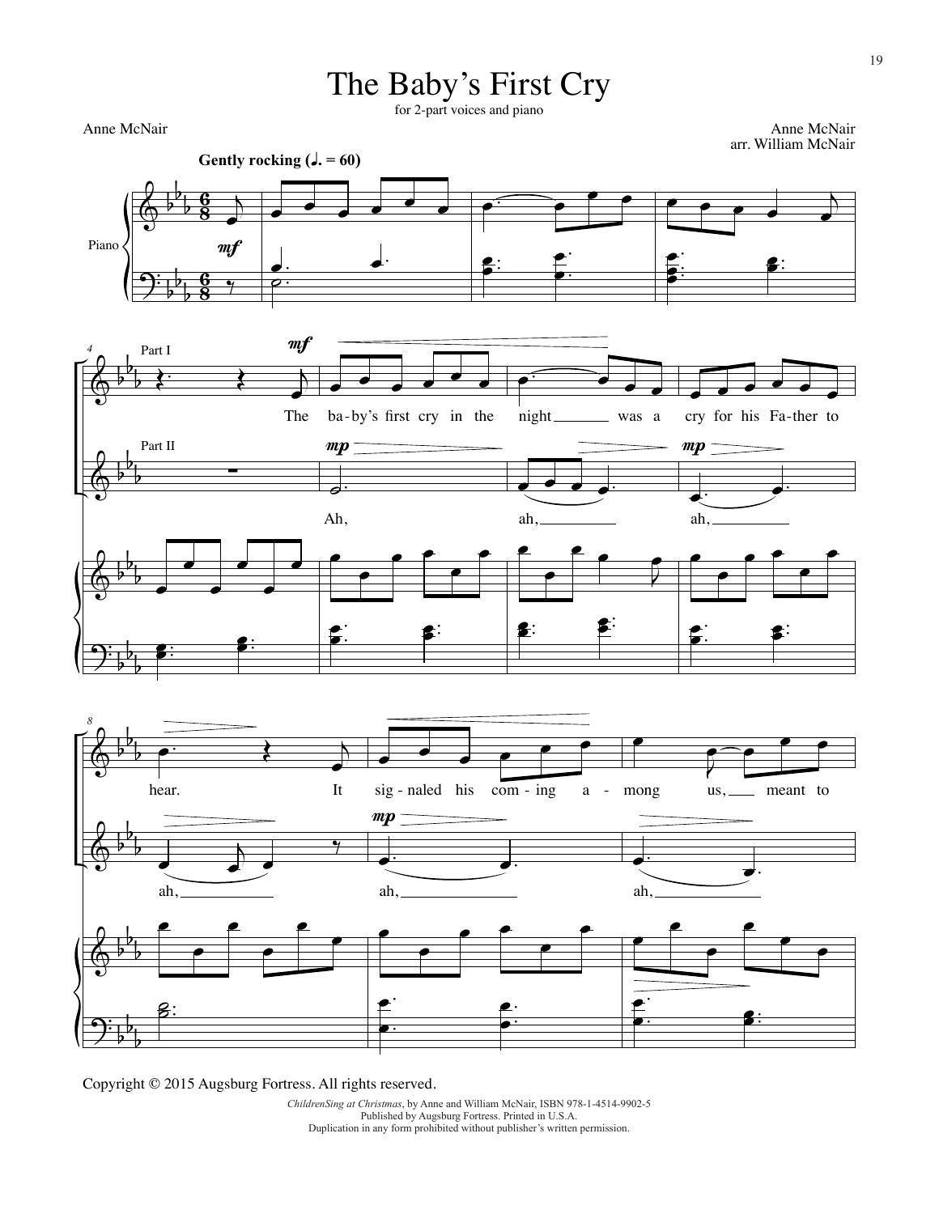# The Baby's First Cry

for 2-part voices and piano

Anne McNair

Anne McNair
arr. William McNair

Copyright © 2015 Augsburg Fortress. All rights reserved.

*ChildrenSing at Christmas*, by Anne and William McNair, ISBN 978-1-4514-9902-5
Published by Augsburg Fortress. Printed in U.S.A.
Duplication in any form prohibited without publisher's written permission.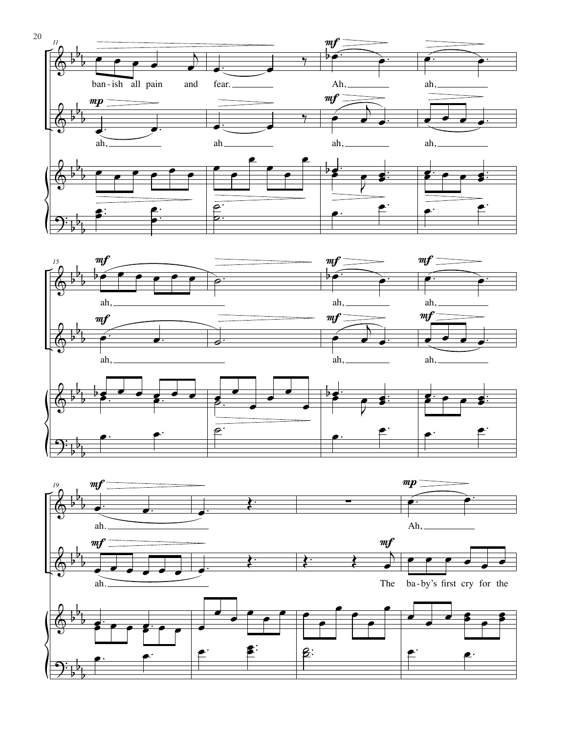banish all pain and fear. Ah, ah,

ah, ah,

ah, ah, ah,

ah, ah, ah,

ah. Ah,

ah. The ba-by's first cry for the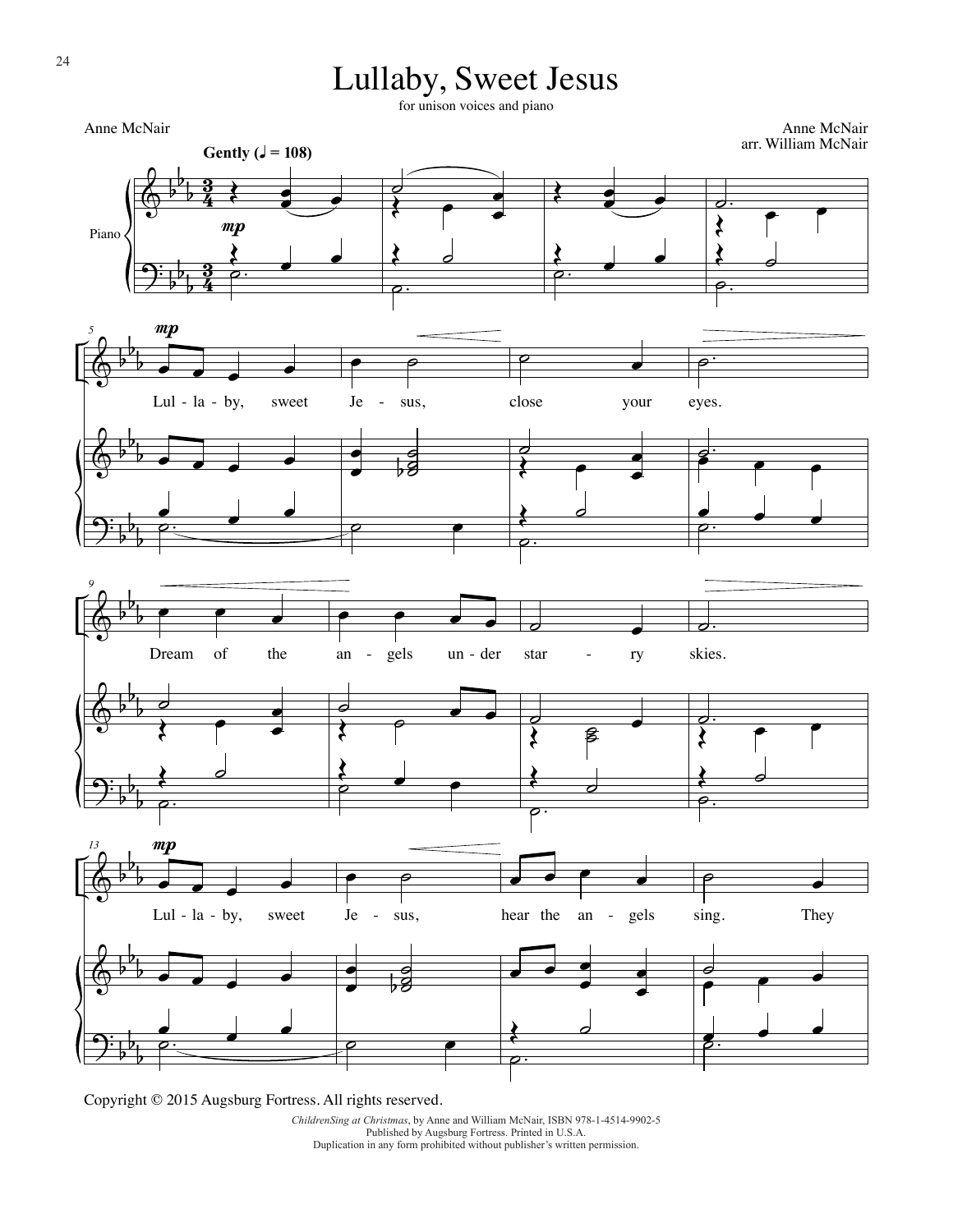# Lullaby, Sweet Jesus

for unison voices and piano

Anne McNair

Anne McNair
arr. William McNair

Gently (♩ = 108)

Lul - la - by, sweet Je - sus, close your eyes.

Dream of the an - gels un - der star - ry skies.

Lul - la - by, sweet Je - sus, hear the an - gels sing. They

Copyright © 2015 Augsburg Fortress. All rights reserved.

*ChildrenSing at Christmas*, by Anne and William McNair, ISBN 978-1-4514-9902-5
Published by Augsburg Fortress. Printed in U.S.A.
Duplication in any form prohibited without publisher's written permission.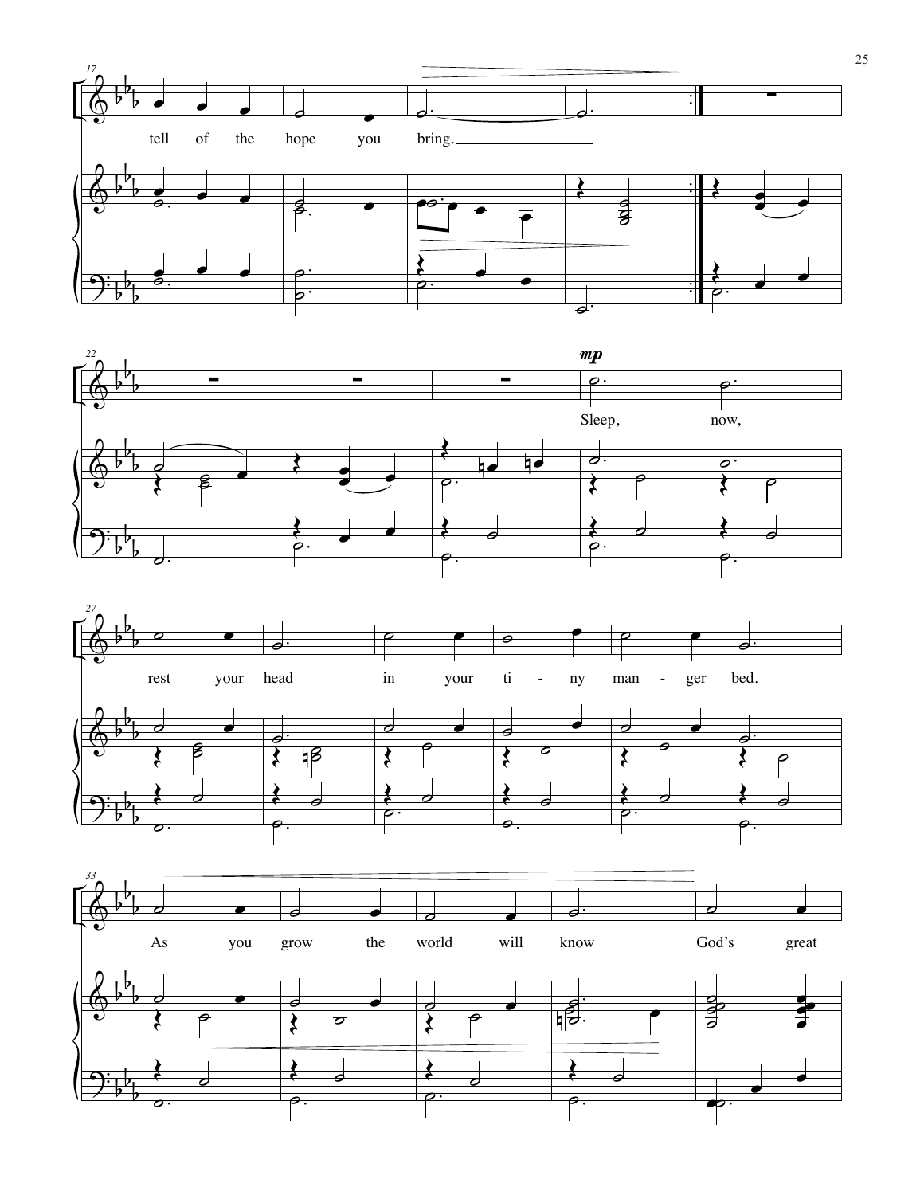tell of the hope you bring.

*mp*

Sleep, now, rest your head in your tiny manger bed.

As you grow the world will know God's great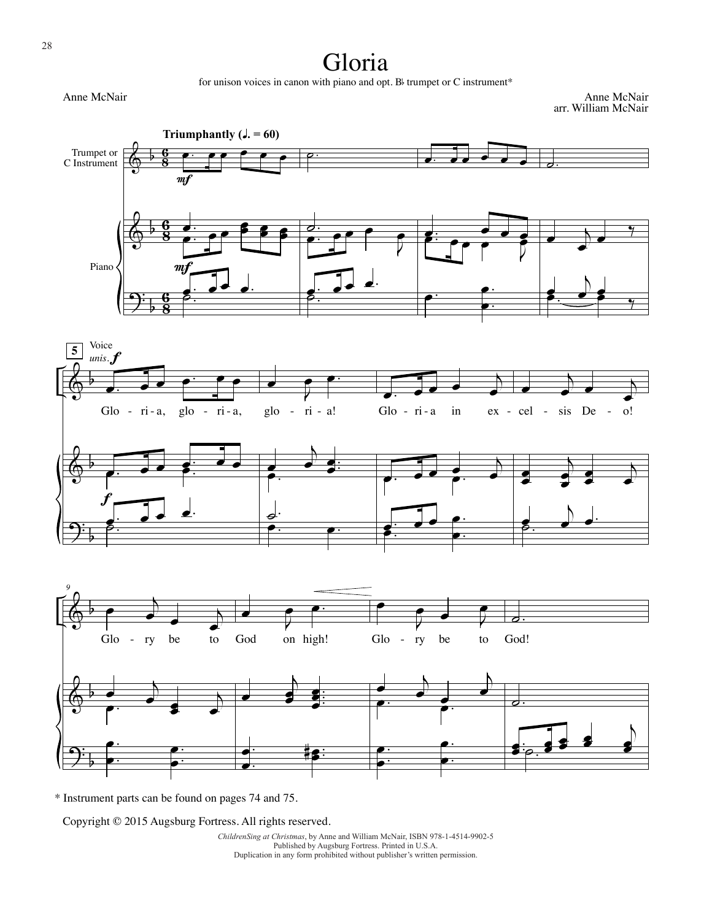# Gloria

for unison voices in canon with piano and opt. B♭ trumpet or C instrument*

Anne McNair

Anne McNair
arr. William McNair

Triumphantly (♩. = 60)

Glo - ri - a, glo - ri - a, glo - ri - a! Glo - ri - a in ex - cel - sis De - o!

Glo - ry be to God on high! Glo - ry be to God!

\* Instrument parts can be found on pages 74 and 75.

Copyright © 2015 Augsburg Fortress. All rights reserved.

*ChildrenSing at Christmas*, by Anne and William McNair, ISBN 978-1-4514-9902-5
Published by Augsburg Fortress. Printed in U.S.A.
Duplication in any form prohibited without publisher's written permission.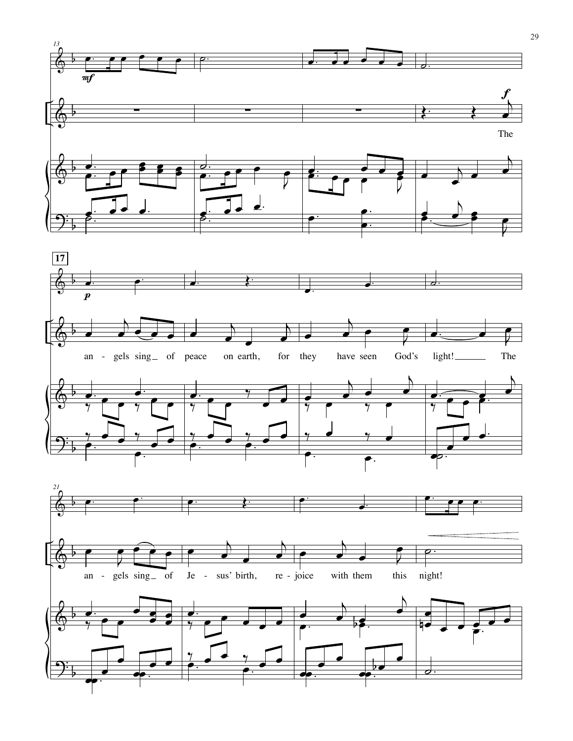The

an - gels sing of peace on earth, for they have seen God's light! The

an - gels sing of Je - sus' birth, re - joice with them this night!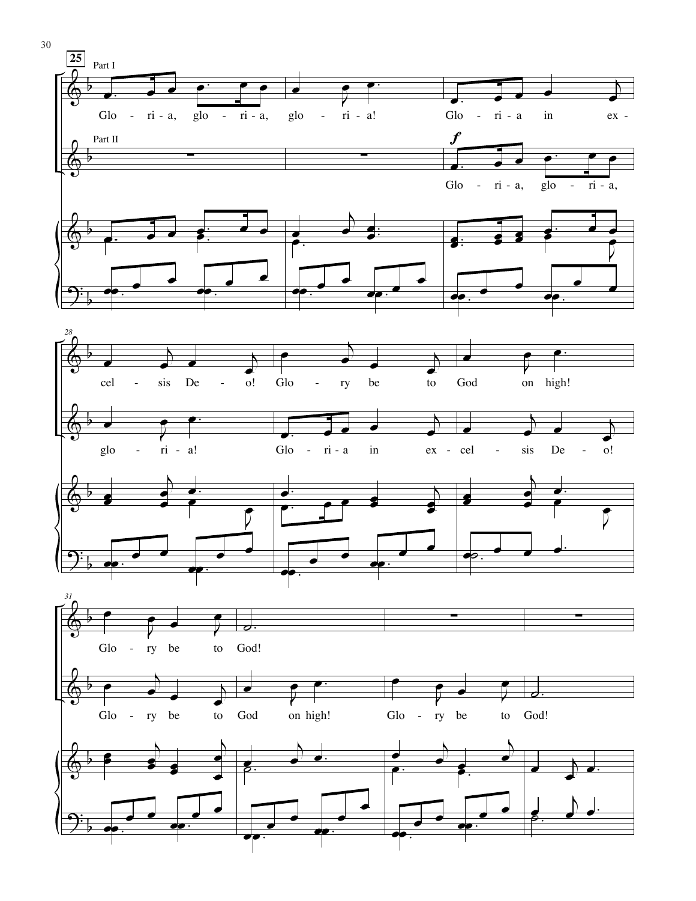**25**

Part I

Glo - ri - a, glo - ri - a, glo - ri - a! Glo - ri - a in ex - cel - sis De - o! Glo - ry be to God on high! Glo - ry be to God!

Part II

*f*

Glo - ri - a, glo - ri - a, glo - ri - a! Glo - ri - a in ex - cel - sis De - o! Glo - ry be to God on high! Glo - ry be to God!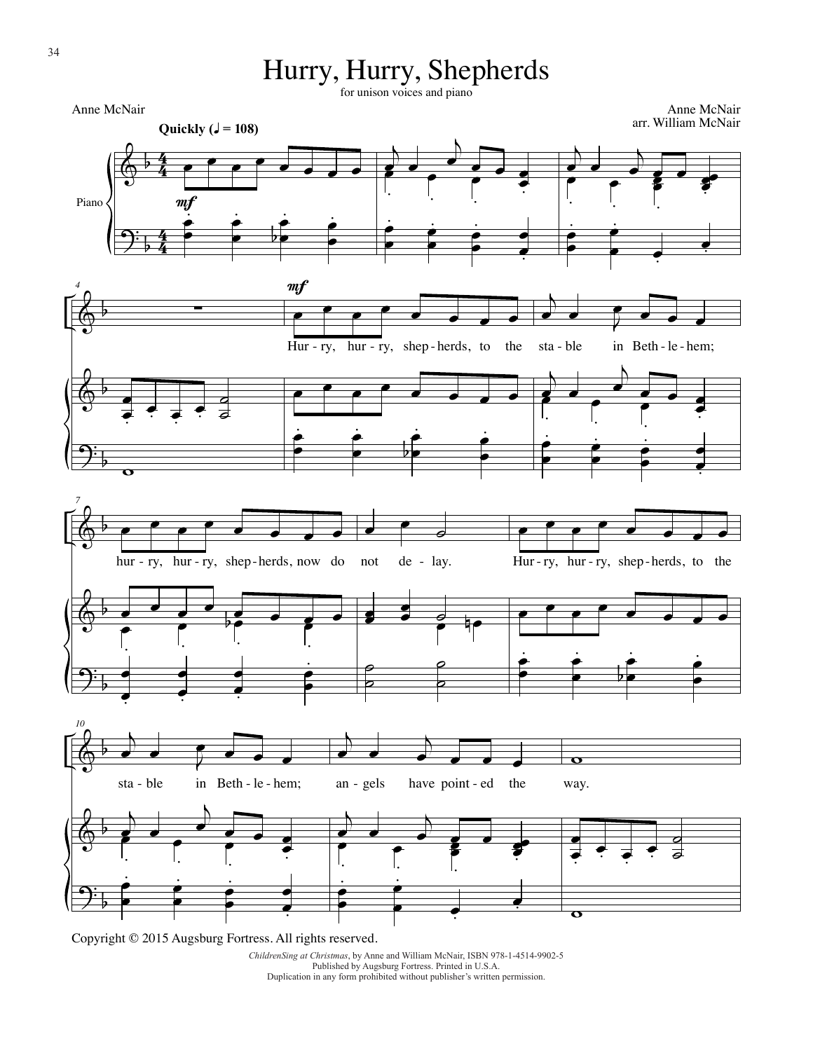# Hurry, Hurry, Shepherds

for unison voices and piano

Anne McNair

Anne McNair
arr. William McNair

**Quickly** (♩ = 108)

Hur - ry, hur - ry, shep - herds, to the sta - ble in Beth - le - hem; hur - ry, hur - ry, shep - herds, now do not de - lay. Hur - ry, hur - ry, shep - herds, to the sta - ble in Beth - le - hem; an - gels have point - ed the way.

Copyright © 2015 Augsburg Fortress. All rights reserved.

*ChildrenSing at Christmas*, by Anne and William McNair, ISBN 978-1-4514-9902-5
Published by Augsburg Fortress. Printed in U.S.A.
Duplication in any form prohibited without publisher's written permission.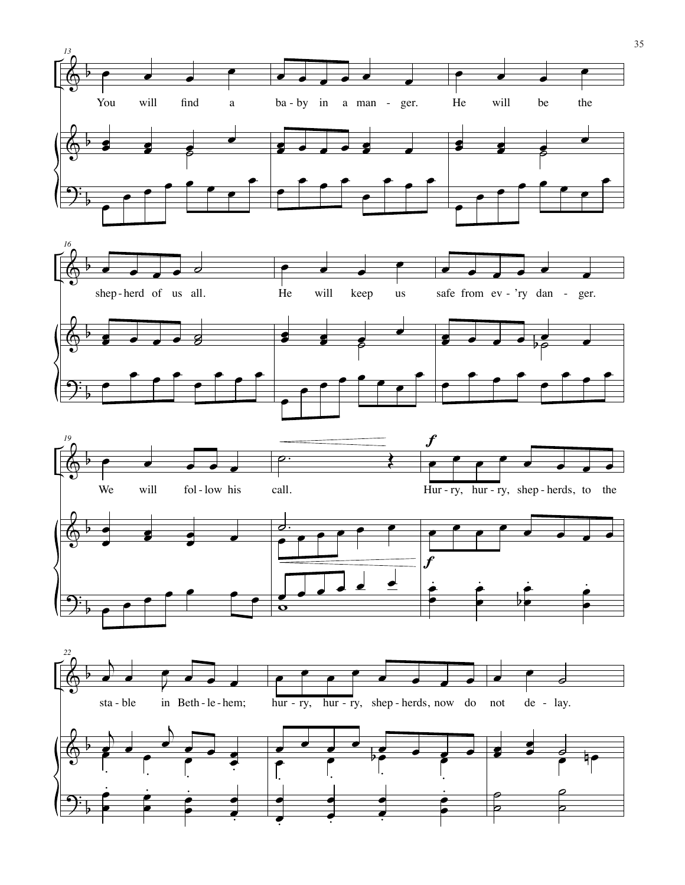You will find a ba-by in a man-ger. He will be the

shep-herd of us all. He will keep us safe from ev-'ry dan-ger.

We will fol-low his call. Hur-ry, hur-ry, shep-herds, to the

sta-ble in Beth-le-hem; hur-ry, hur-ry, shep-herds, now do not de-lay.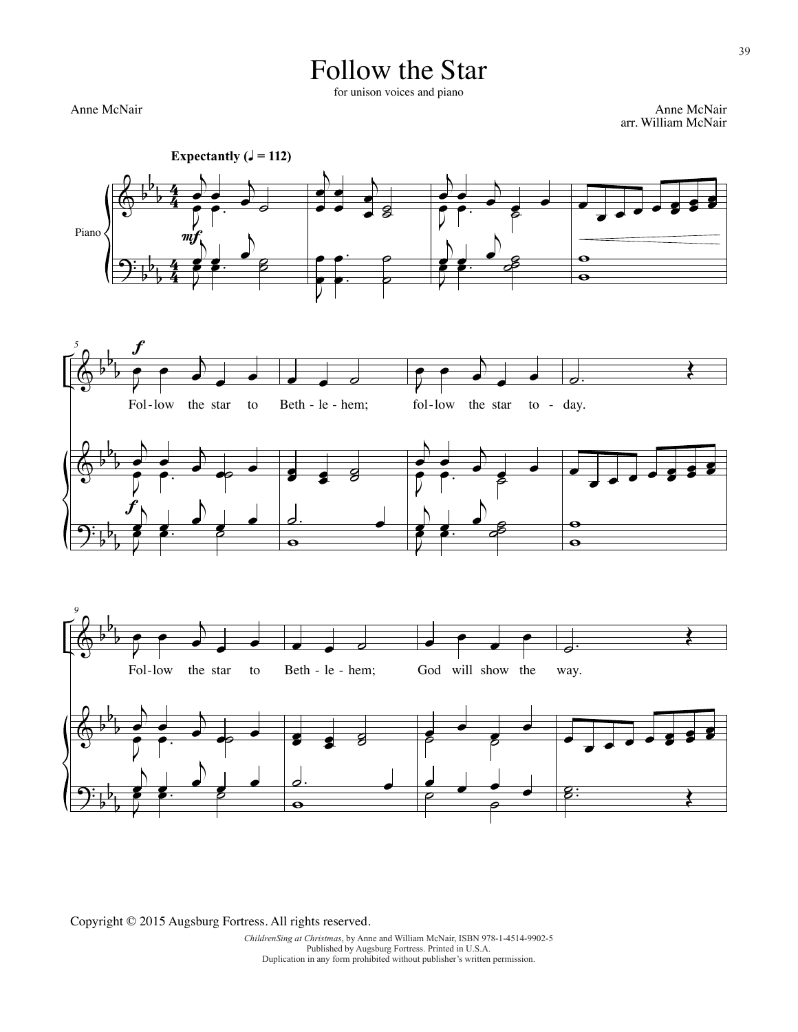# Follow the Star

for unison voices and piano

Anne McNair

Anne McNair
arr. William McNair

**Expectantly** (♩ = 112)

Fol-low the star to Beth-le-hem; fol-low the star to-day.

Fol-low the star to Beth-le-hem; God will show the way.

Copyright © 2015 Augsburg Fortress. All rights reserved.

*ChildrenSing at Christmas*, by Anne and William McNair, ISBN 978-1-4514-9902-5
Published by Augsburg Fortress. Printed in U.S.A.
Duplication in any form prohibited without publisher's written permission.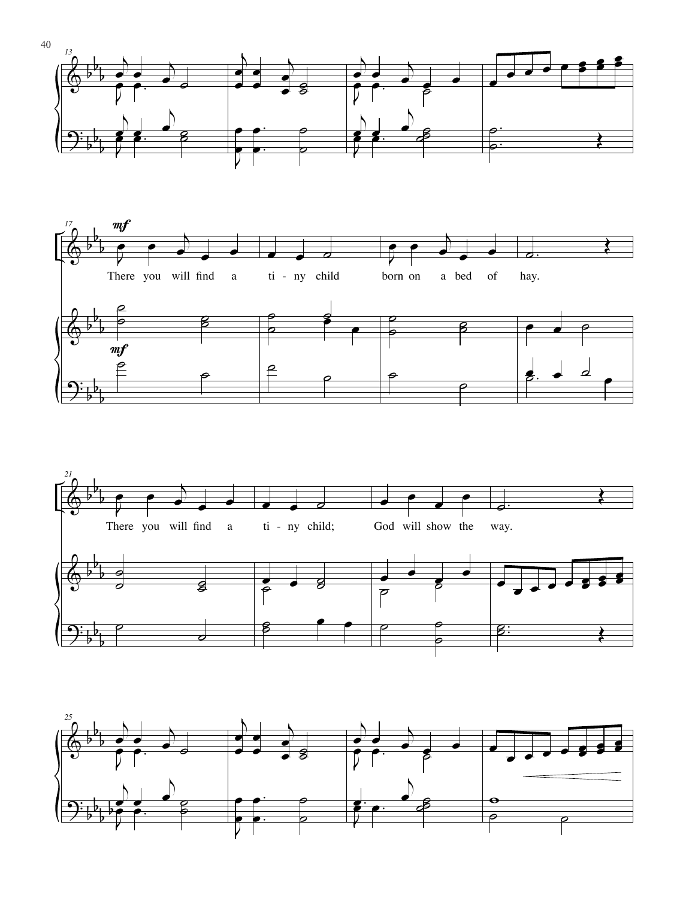There you will find a ti - ny child born on a bed of hay.

There you will find a ti - ny child; God will show the way.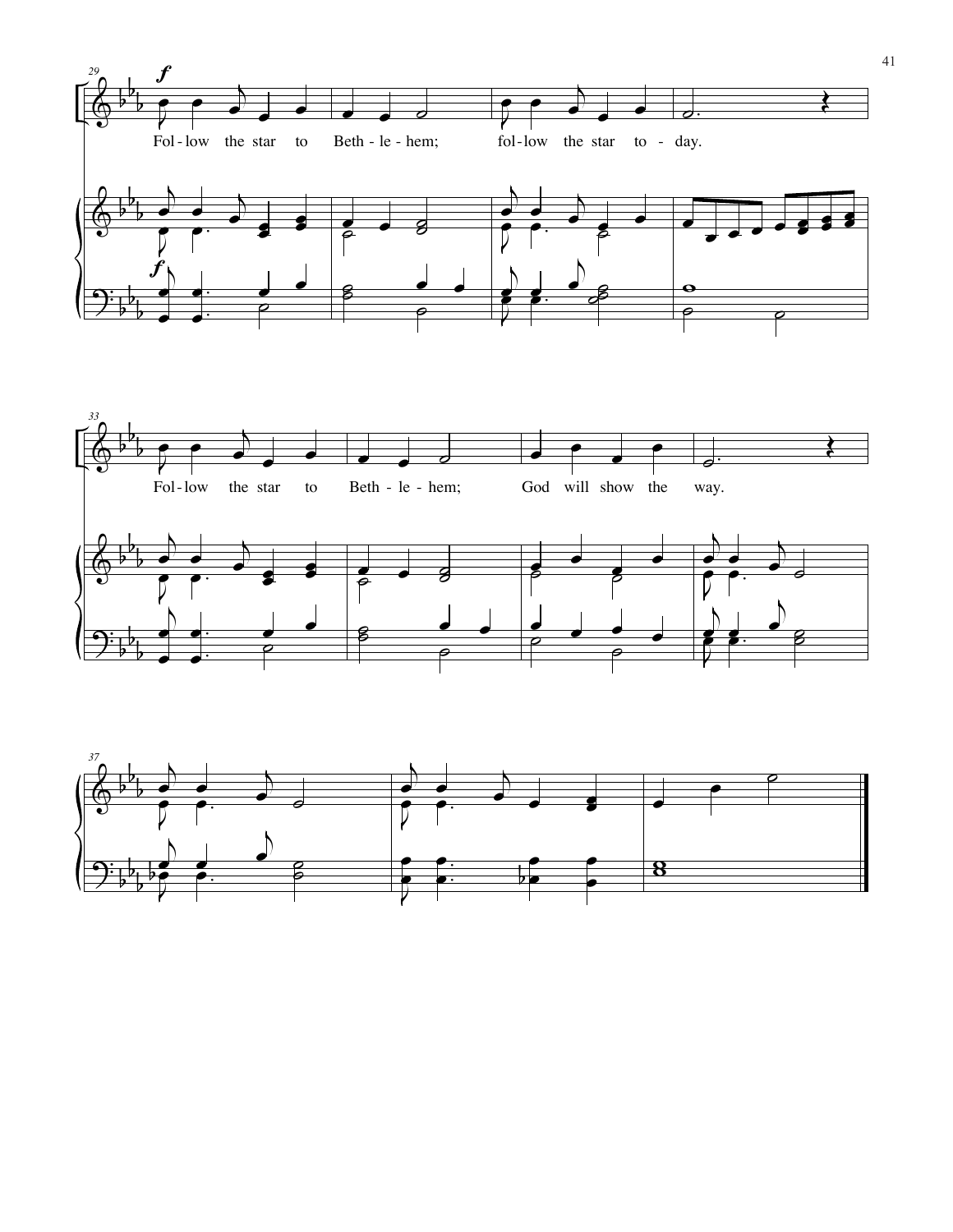Fol - low the star to Beth - le - hem; fol - low the star to - day.

Fol - low the star to Beth - le - hem; God will show the way.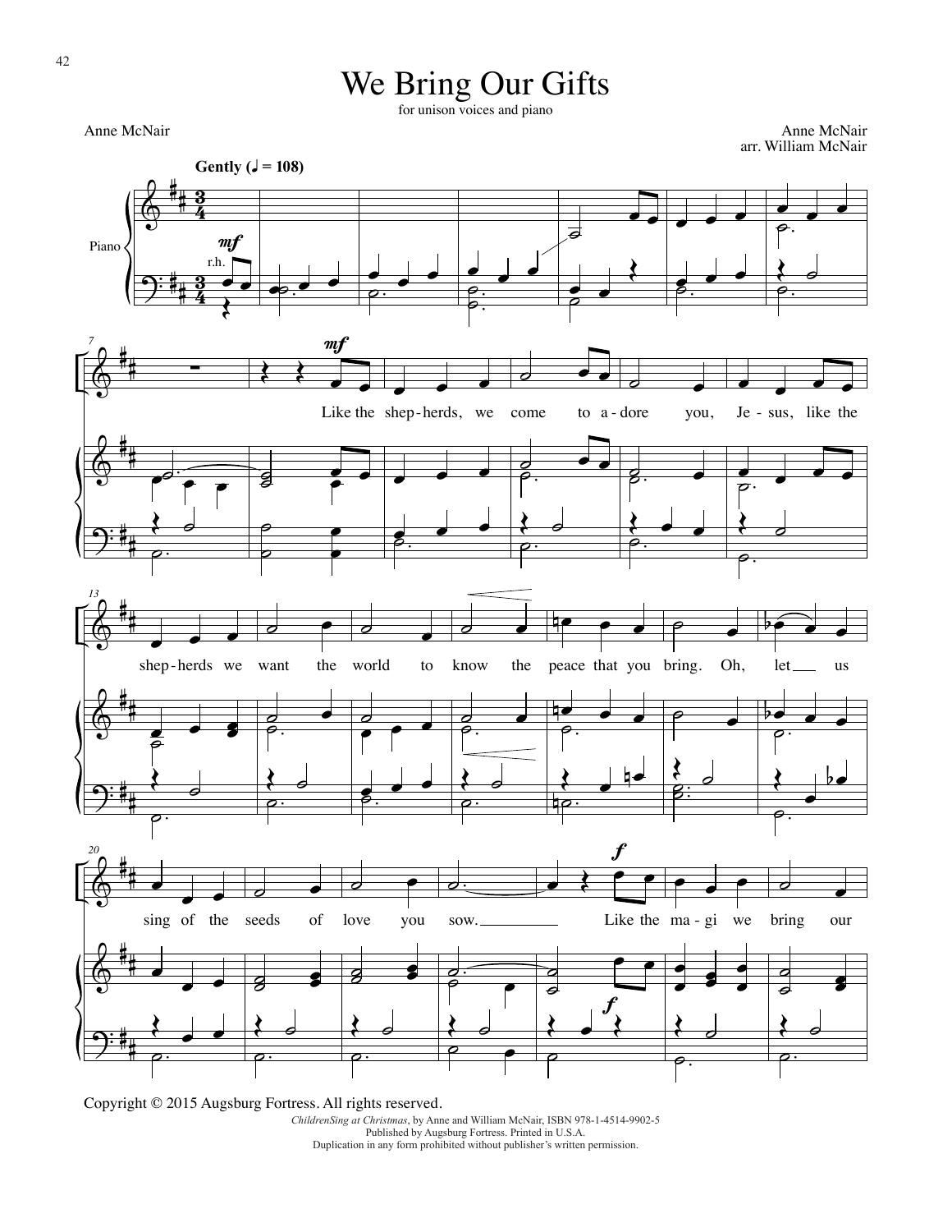# We Bring Our Gifts

for unison voices and piano

Anne McNair

Anne McNair
arr. William McNair

**Gently (♩ = 108)**

Like the shep-herds, we come to a-dore you, Je-sus, like the shep-herds we want the world to know the peace that you bring. Oh, let us sing of the seeds of love you sow. Like the ma-gi we bring our

Copyright © 2015 Augsburg Fortress. All rights reserved.

*ChildrenSing at Christmas*, by Anne and William McNair, ISBN 978-1-4514-9902-5
Published by Augsburg Fortress. Printed in U.S.A.
Duplication in any form prohibited without publisher's written permission.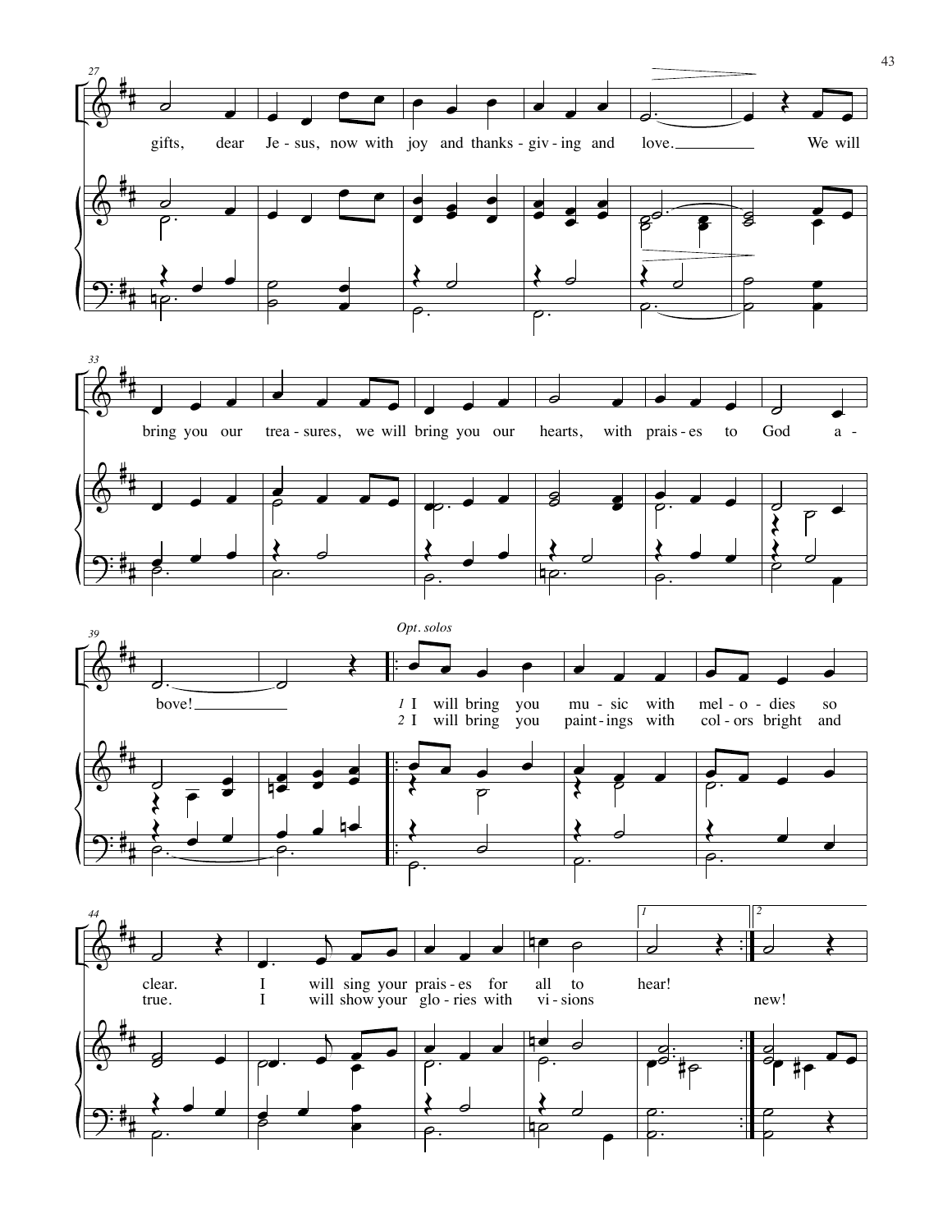gifts, dear Je - sus, now with joy and thanks - giv - ing and love. We will

bring you our trea - sures, we will bring you our hearts, with prais - es to God a -

bove!

*Opt. solos*

1 I will bring you mu - sic with mel - o - dies so clear. I will sing your prais - es for all to hear!

2 I will bring you paint - ings with col - ors bright and true. I will show your glo - ries with vi - sions new!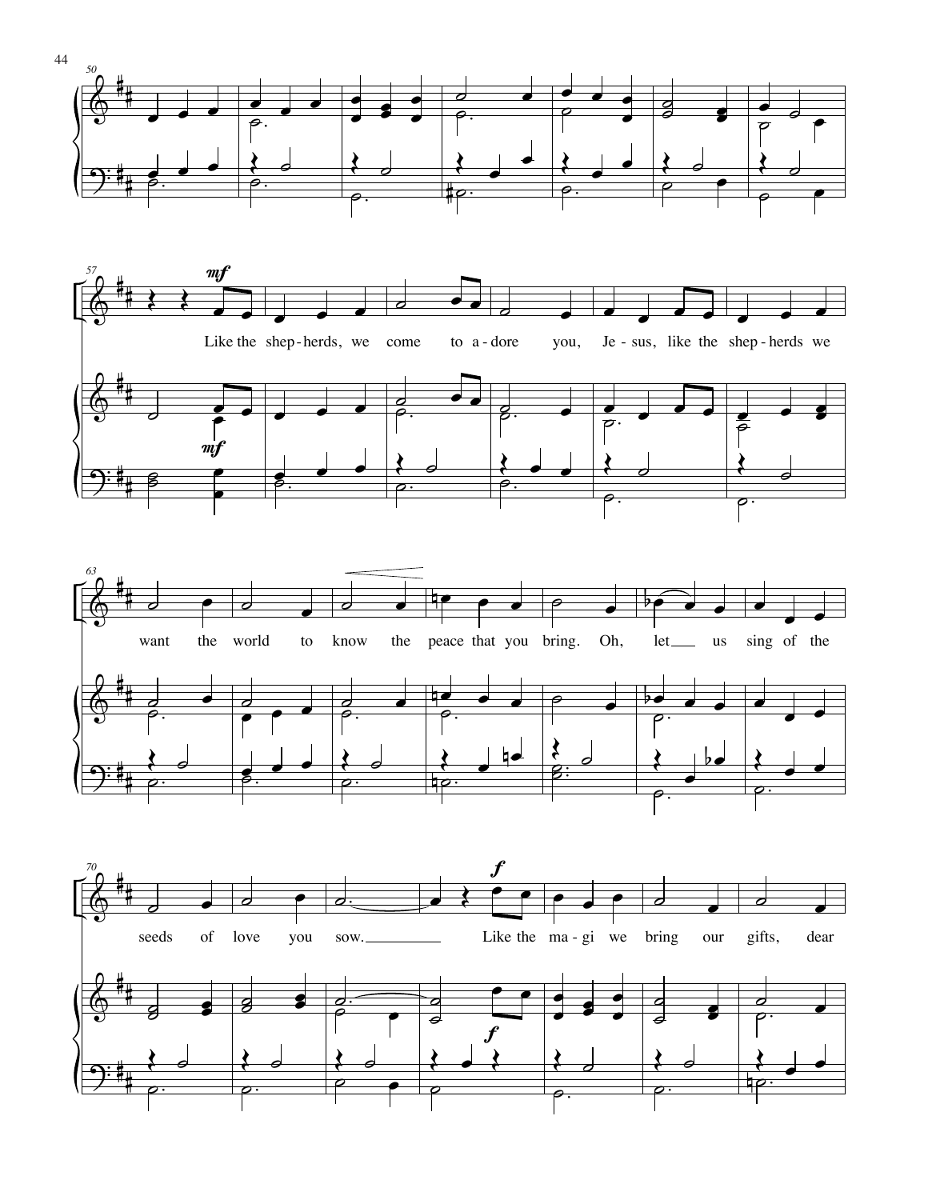Like the shep - herds, we come to a - dore you, Je - sus, like the shep - herds we want the world to know the peace that you bring. Oh, let us sing of the seeds of love you sow. Like the ma - gi we bring our gifts, dear